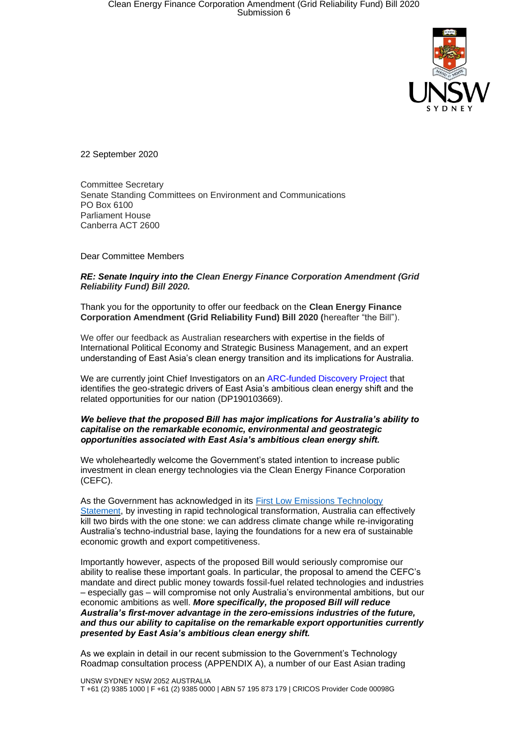22 September 2020

Committee Secretary
Senate Standing Committees on Environment and Communications
PO Box 6100
Parliament House
Canberra ACT 2600

Dear Committee Members

***RE: Senate Inquiry into the Clean Energy Finance Corporation Amendment (Grid Reliability Fund) Bill 2020.***

Thank you for the opportunity to offer our feedback on the **Clean Energy Finance Corporation Amendment (Grid Reliability Fund) Bill 2020 (**hereafter "the Bill").

We offer our feedback as Australian researchers with expertise in the fields of International Political Economy and Strategic Business Management, and an expert understanding of East Asia's clean energy transition and its implications for Australia.

We are currently joint Chief Investigators on an ARC-funded Discovery Project that identifies the geo-strategic drivers of East Asia's ambitious clean energy shift and the related opportunities for our nation (DP190103669).

***We believe that the proposed Bill has major implications for Australia's ability to capitalise on the remarkable economic, environmental and geostrategic opportunities associated with East Asia's ambitious clean energy shift.***

We wholeheartedly welcome the Government's stated intention to increase public investment in clean energy technologies via the Clean Energy Finance Corporation (CEFC).

As the Government has acknowledged in its First Low Emissions Technology Statement, by investing in rapid technological transformation, Australia can effectively kill two birds with the one stone: we can address climate change while re-invigorating Australia's techno-industrial base, laying the foundations for a new era of sustainable economic growth and export competitiveness.

Importantly however, aspects of the proposed Bill would seriously compromise our ability to realise these important goals. In particular, the proposal to amend the CEFC's mandate and direct public money towards fossil-fuel related technologies and industries – especially gas – will compromise not only Australia's environmental ambitions, but our economic ambitions as well. ***More specifically, the proposed Bill will reduce Australia's first-mover advantage in the zero-emissions industries of the future, and thus our ability to capitalise on the remarkable export opportunities currently presented by East Asia's ambitious clean energy shift.***

As we explain in detail in our recent submission to the Government's Technology Roadmap consultation process (APPENDIX A), a number of our East Asian trading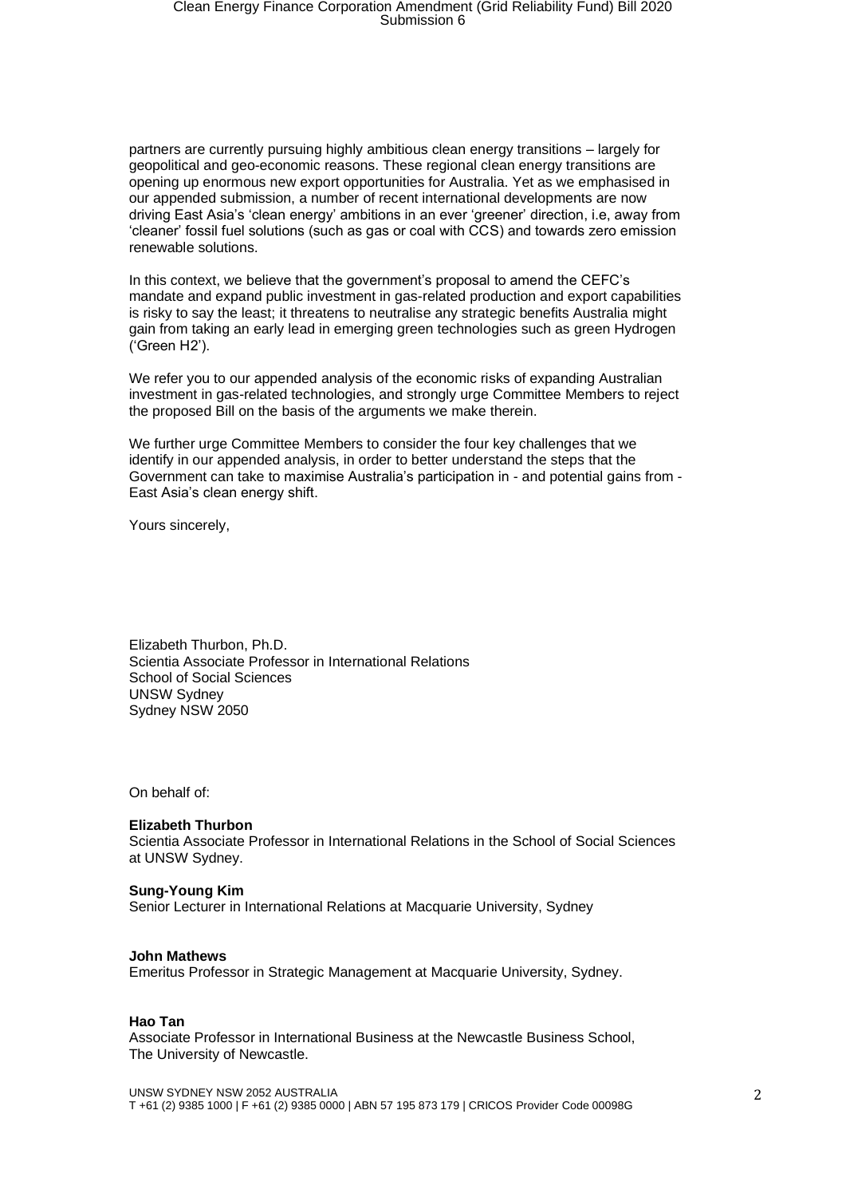partners are currently pursuing highly ambitious clean energy transitions – largely for geopolitical and geo-economic reasons. These regional clean energy transitions are opening up enormous new export opportunities for Australia. Yet as we emphasised in our appended submission, a number of recent international developments are now driving East Asia's 'clean energy' ambitions in an ever 'greener' direction, i.e, away from 'cleaner' fossil fuel solutions (such as gas or coal with CCS) and towards zero emission renewable solutions.

In this context, we believe that the government's proposal to amend the CEFC's mandate and expand public investment in gas-related production and export capabilities is risky to say the least; it threatens to neutralise any strategic benefits Australia might gain from taking an early lead in emerging green technologies such as green Hydrogen ('Green H2').

We refer you to our appended analysis of the economic risks of expanding Australian investment in gas-related technologies, and strongly urge Committee Members to reject the proposed Bill on the basis of the arguments we make therein.

We further urge Committee Members to consider the four key challenges that we identify in our appended analysis, in order to better understand the steps that the Government can take to maximise Australia's participation in - and potential gains from - East Asia's clean energy shift.

Yours sincerely,

Elizabeth Thurbon, Ph.D.
Scientia Associate Professor in International Relations
School of Social Sciences
UNSW Sydney
Sydney NSW 2050

On behalf of:

**Elizabeth Thurbon**
Scientia Associate Professor in International Relations in the School of Social Sciences at UNSW Sydney.

**Sung-Young Kim**
Senior Lecturer in International Relations at Macquarie University, Sydney

**John Mathews**
Emeritus Professor in Strategic Management at Macquarie University, Sydney.

**Hao Tan**
Associate Professor in International Business at the Newcastle Business School, The University of Newcastle.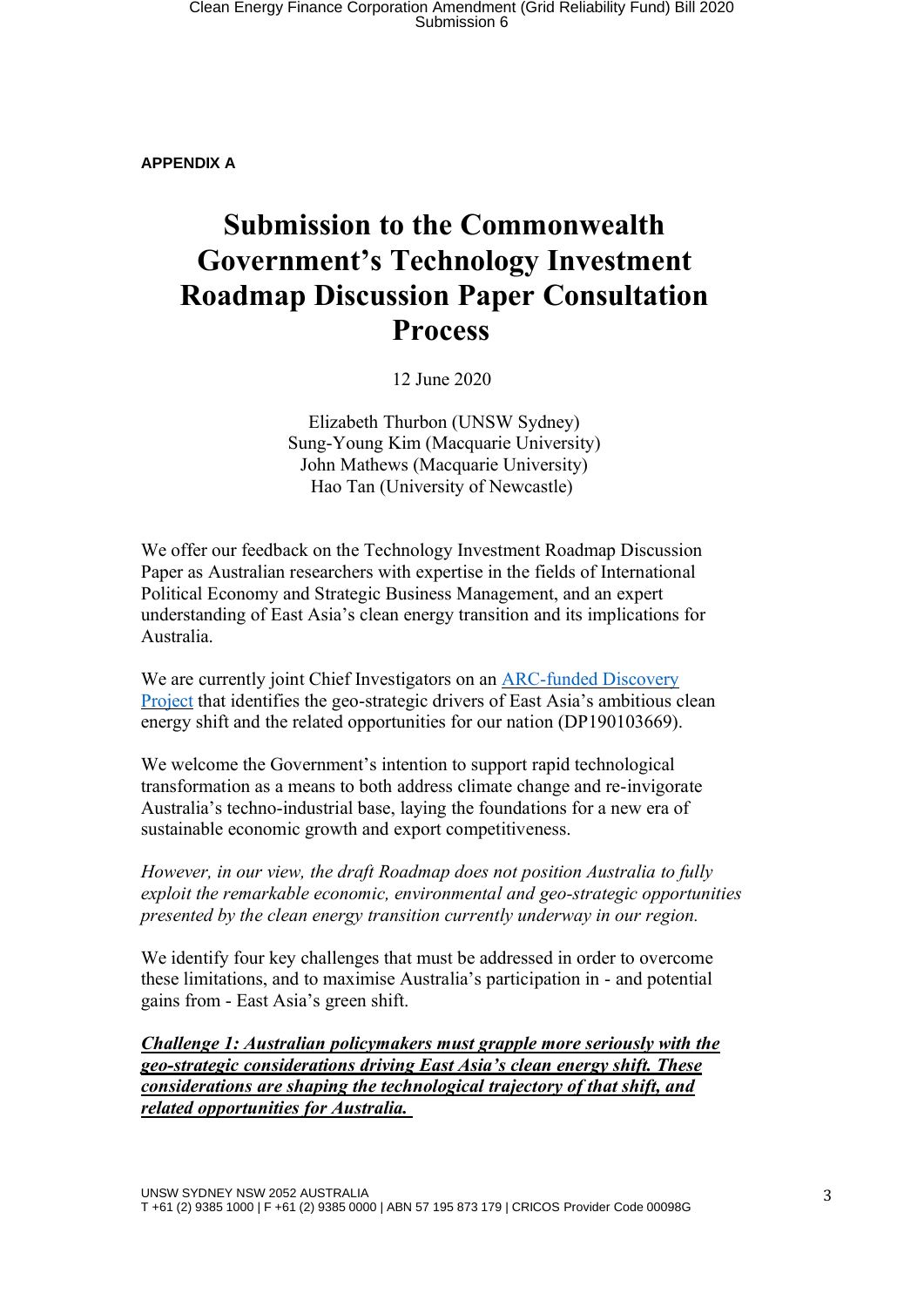**APPENDIX A**

# Submission to the Commonwealth Government's Technology Investment Roadmap Discussion Paper Consultation Process

12 June 2020

Elizabeth Thurbon (UNSW Sydney)
Sung-Young Kim (Macquarie University)
John Mathews (Macquarie University)
Hao Tan (University of Newcastle)

We offer our feedback on the Technology Investment Roadmap Discussion Paper as Australian researchers with expertise in the fields of International Political Economy and Strategic Business Management, and an expert understanding of East Asia's clean energy transition and its implications for Australia.

We are currently joint Chief Investigators on an ARC-funded Discovery Project that identifies the geo-strategic drivers of East Asia's ambitious clean energy shift and the related opportunities for our nation (DP190103669).

We welcome the Government's intention to support rapid technological transformation as a means to both address climate change and re-invigorate Australia's techno-industrial base, laying the foundations for a new era of sustainable economic growth and export competitiveness.

*However, in our view, the draft Roadmap does not position Australia to fully exploit the remarkable economic, environmental and geo-strategic opportunities presented by the clean energy transition currently underway in our region.*

We identify four key challenges that must be addressed in order to overcome these limitations, and to maximise Australia's participation in - and potential gains from - East Asia's green shift.

***Challenge 1: Australian policymakers must grapple more seriously with the geo-strategic considerations driving East Asia's clean energy shift. These considerations are shaping the technological trajectory of that shift, and related opportunities for Australia.***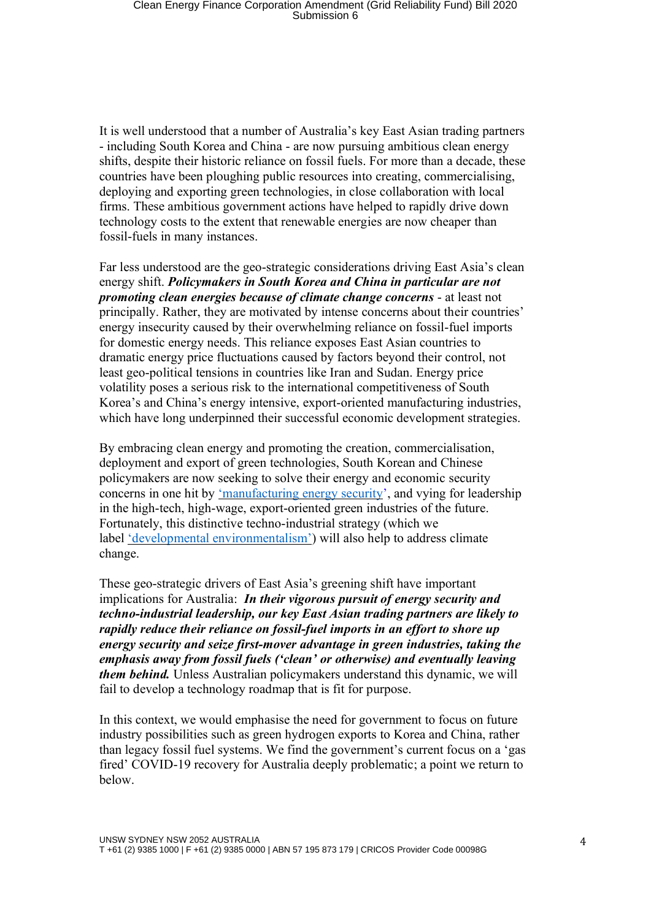It is well understood that a number of Australia's key East Asian trading partners - including South Korea and China - are now pursuing ambitious clean energy shifts, despite their historic reliance on fossil fuels. For more than a decade, these countries have been ploughing public resources into creating, commercialising, deploying and exporting green technologies, in close collaboration with local firms. These ambitious government actions have helped to rapidly drive down technology costs to the extent that renewable energies are now cheaper than fossil-fuels in many instances.

Far less understood are the geo-strategic considerations driving East Asia's clean energy shift. ***Policymakers in South Korea and China in particular are not promoting clean energies because of climate change concerns*** - at least not principally. Rather, they are motivated by intense concerns about their countries' energy insecurity caused by their overwhelming reliance on fossil-fuel imports for domestic energy needs. This reliance exposes East Asian countries to dramatic energy price fluctuations caused by factors beyond their control, not least geo-political tensions in countries like Iran and Sudan. Energy price volatility poses a serious risk to the international competitiveness of South Korea's and China's energy intensive, export-oriented manufacturing industries, which have long underpinned their successful economic development strategies.

By embracing clean energy and promoting the creation, commercialisation, deployment and export of green technologies, South Korean and Chinese policymakers are now seeking to solve their energy and economic security concerns in one hit by 'manufacturing energy security', and vying for leadership in the high-tech, high-wage, export-oriented green industries of the future. Fortunately, this distinctive techno-industrial strategy (which we label 'developmental environmentalism') will also help to address climate change.

These geo-strategic drivers of East Asia's greening shift have important implications for Australia: ***In their vigorous pursuit of energy security and techno-industrial leadership, our key East Asian trading partners are likely to rapidly reduce their reliance on fossil-fuel imports in an effort to shore up energy security and seize first-mover advantage in green industries, taking the emphasis away from fossil fuels ('clean' or otherwise) and eventually leaving them behind.*** Unless Australian policymakers understand this dynamic, we will fail to develop a technology roadmap that is fit for purpose.

In this context, we would emphasise the need for government to focus on future industry possibilities such as green hydrogen exports to Korea and China, rather than legacy fossil fuel systems. We find the government's current focus on a 'gas fired' COVID-19 recovery for Australia deeply problematic; a point we return to below.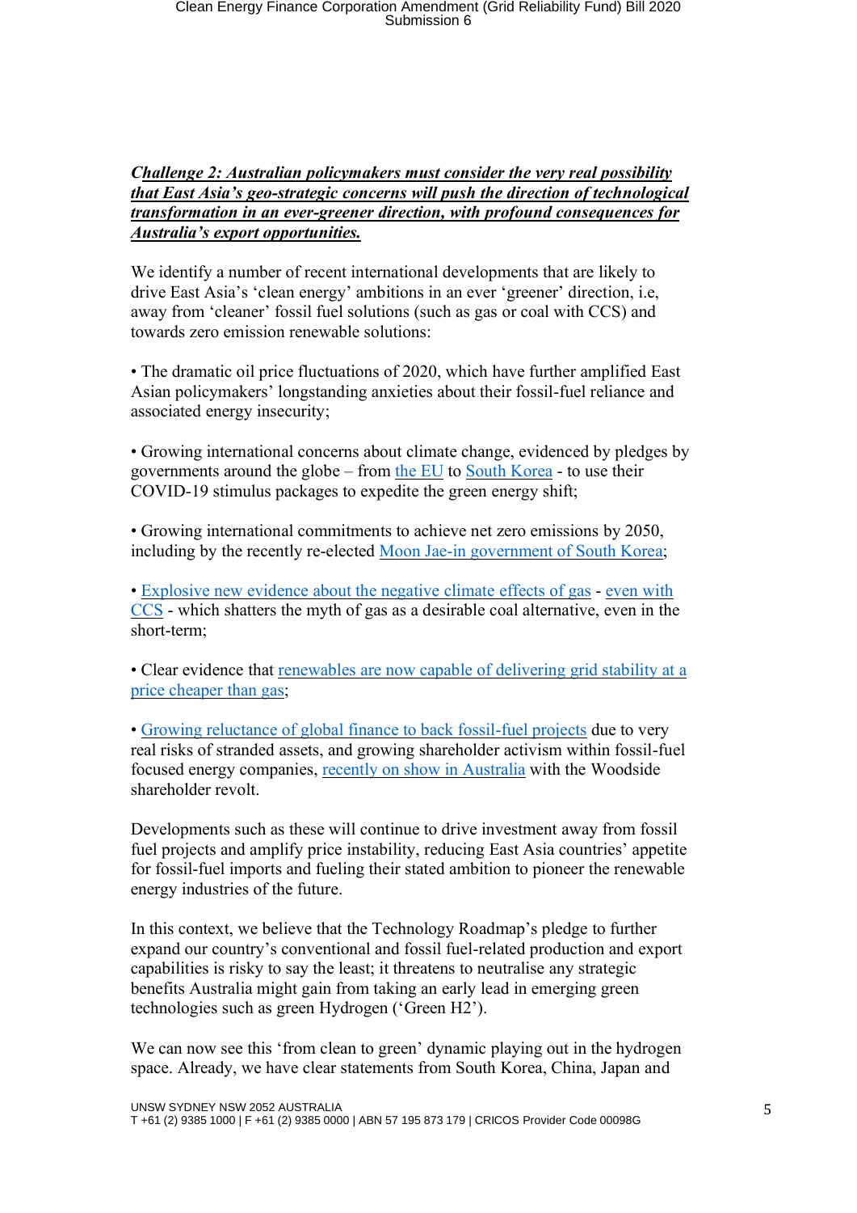***Challenge 2: Australian policymakers must consider the very real possibility that East Asia's geo-strategic concerns will push the direction of technological transformation in an ever-greener direction, with profound consequences for Australia's export opportunities.***

We identify a number of recent international developments that are likely to drive East Asia's 'clean energy' ambitions in an ever 'greener' direction, i.e, away from 'cleaner' fossil fuel solutions (such as gas or coal with CCS) and towards zero emission renewable solutions:

- The dramatic oil price fluctuations of 2020, which have further amplified East Asian policymakers' longstanding anxieties about their fossil-fuel reliance and associated energy insecurity;

- Growing international concerns about climate change, evidenced by pledges by governments around the globe – from the EU to South Korea - to use their COVID-19 stimulus packages to expedite the green energy shift;

- Growing international commitments to achieve net zero emissions by 2050, including by the recently re-elected Moon Jae-in government of South Korea;

- Explosive new evidence about the negative climate effects of gas - even with CCS - which shatters the myth of gas as a desirable coal alternative, even in the short-term;

- Clear evidence that renewables are now capable of delivering grid stability at a price cheaper than gas;

- Growing reluctance of global finance to back fossil-fuel projects due to very real risks of stranded assets, and growing shareholder activism within fossil-fuel focused energy companies, recently on show in Australia with the Woodside shareholder revolt.

Developments such as these will continue to drive investment away from fossil fuel projects and amplify price instability, reducing East Asia countries' appetite for fossil-fuel imports and fueling their stated ambition to pioneer the renewable energy industries of the future.

In this context, we believe that the Technology Roadmap's pledge to further expand our country's conventional and fossil fuel-related production and export capabilities is risky to say the least; it threatens to neutralise any strategic benefits Australia might gain from taking an early lead in emerging green technologies such as green Hydrogen ('Green H2').

We can now see this 'from clean to green' dynamic playing out in the hydrogen space. Already, we have clear statements from South Korea, China, Japan and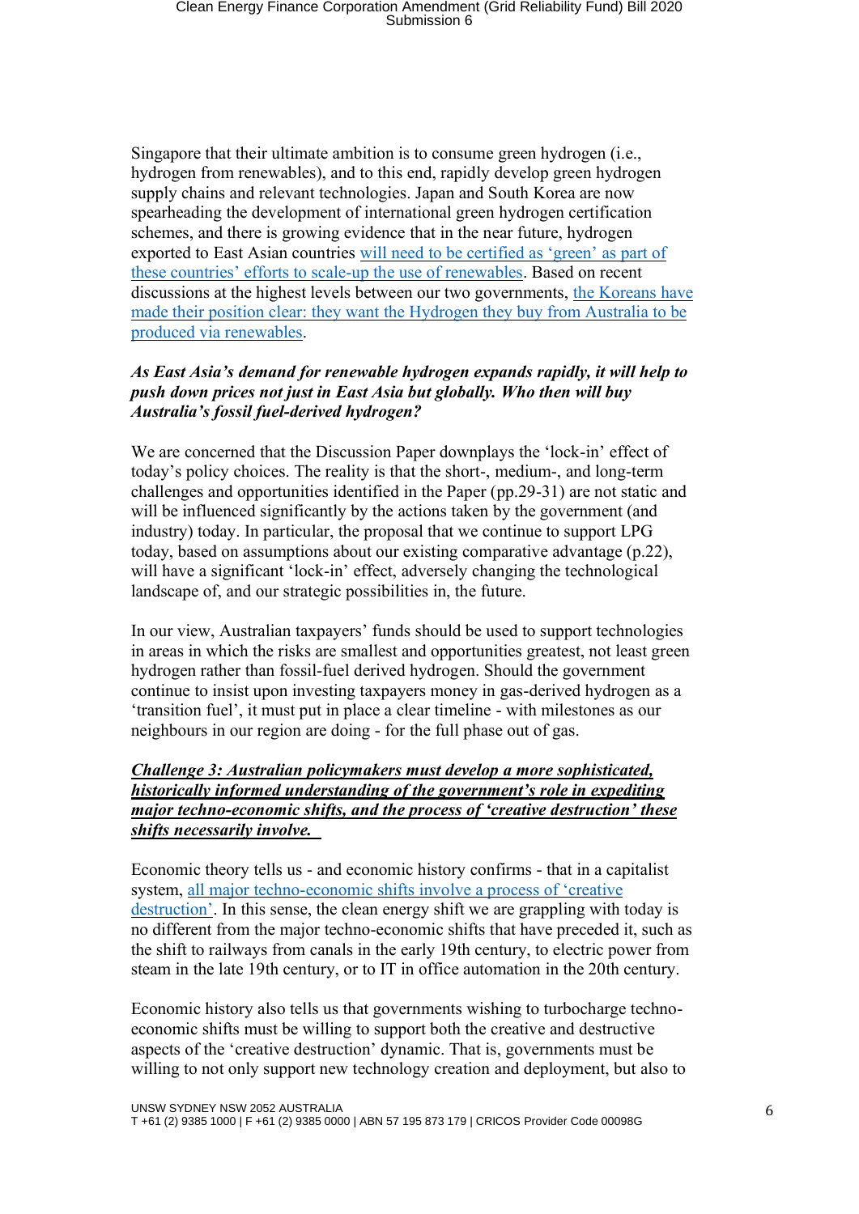Singapore that their ultimate ambition is to consume green hydrogen (i.e., hydrogen from renewables), and to this end, rapidly develop green hydrogen supply chains and relevant technologies. Japan and South Korea are now spearheading the development of international green hydrogen certification schemes, and there is growing evidence that in the near future, hydrogen exported to East Asian countries will need to be certified as 'green' as part of these countries' efforts to scale-up the use of renewables. Based on recent discussions at the highest levels between our two governments, the Koreans have made their position clear: they want the Hydrogen they buy from Australia to be produced via renewables.

***As East Asia's demand for renewable hydrogen expands rapidly, it will help to push down prices not just in East Asia but globally. Who then will buy Australia's fossil fuel-derived hydrogen?***

We are concerned that the Discussion Paper downplays the 'lock-in' effect of today's policy choices. The reality is that the short-, medium-, and long-term challenges and opportunities identified in the Paper (pp.29-31) are not static and will be influenced significantly by the actions taken by the government (and industry) today. In particular, the proposal that we continue to support LPG today, based on assumptions about our existing comparative advantage (p.22), will have a significant 'lock-in' effect, adversely changing the technological landscape of, and our strategic possibilities in, the future.

In our view, Australian taxpayers' funds should be used to support technologies in areas in which the risks are smallest and opportunities greatest, not least green hydrogen rather than fossil-fuel derived hydrogen. Should the government continue to insist upon investing taxpayers money in gas-derived hydrogen as a 'transition fuel', it must put in place a clear timeline - with milestones as our neighbours in our region are doing - for the full phase out of gas.

***Challenge 3: Australian policymakers must develop a more sophisticated, historically informed understanding of the government's role in expediting major techno-economic shifts, and the process of 'creative destruction' these shifts necessarily involve.***

Economic theory tells us - and economic history confirms - that in a capitalist system, all major techno-economic shifts involve a process of 'creative destruction'. In this sense, the clean energy shift we are grappling with today is no different from the major techno-economic shifts that have preceded it, such as the shift to railways from canals in the early 19th century, to electric power from steam in the late 19th century, or to IT in office automation in the 20th century.

Economic history also tells us that governments wishing to turbocharge techno-economic shifts must be willing to support both the creative and destructive aspects of the 'creative destruction' dynamic. That is, governments must be willing to not only support new technology creation and deployment, but also to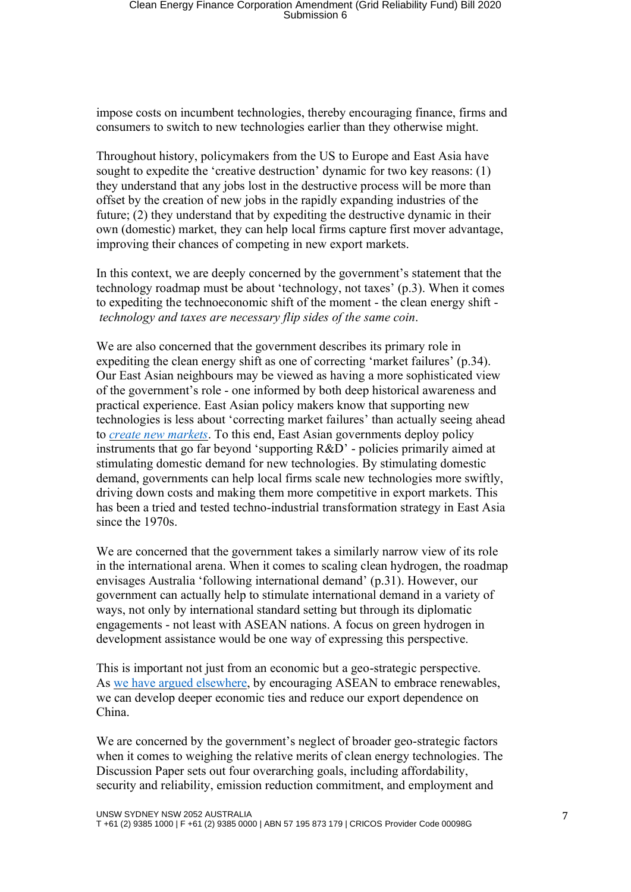impose costs on incumbent technologies, thereby encouraging finance, firms and consumers to switch to new technologies earlier than they otherwise might.

Throughout history, policymakers from the US to Europe and East Asia have sought to expedite the 'creative destruction' dynamic for two key reasons: (1) they understand that any jobs lost in the destructive process will be more than offset by the creation of new jobs in the rapidly expanding industries of the future; (2) they understand that by expediting the destructive dynamic in their own (domestic) market, they can help local firms capture first mover advantage, improving their chances of competing in new export markets.

In this context, we are deeply concerned by the government's statement that the technology roadmap must be about 'technology, not taxes' (p.3). When it comes to expediting the technoeconomic shift of the moment - the clean energy shift - *technology and taxes are necessary flip sides of the same coin*.

We are also concerned that the government describes its primary role in expediting the clean energy shift as one of correcting 'market failures' (p.34). Our East Asian neighbours may be viewed as having a more sophisticated view of the government's role - one informed by both deep historical awareness and practical experience. East Asian policy makers know that supporting new technologies is less about 'correcting market failures' than actually seeing ahead to *create new markets*. To this end, East Asian governments deploy policy instruments that go far beyond 'supporting R&D' - policies primarily aimed at stimulating domestic demand for new technologies. By stimulating domestic demand, governments can help local firms scale new technologies more swiftly, driving down costs and making them more competitive in export markets. This has been a tried and tested techno-industrial transformation strategy in East Asia since the 1970s.

We are concerned that the government takes a similarly narrow view of its role in the international arena. When it comes to scaling clean hydrogen, the roadmap envisages Australia 'following international demand' (p.31). However, our government can actually help to stimulate international demand in a variety of ways, not only by international standard setting but through its diplomatic engagements - not least with ASEAN nations. A focus on green hydrogen in development assistance would be one way of expressing this perspective.

This is important not just from an economic but a geo-strategic perspective. As we have argued elsewhere, by encouraging ASEAN to embrace renewables, we can develop deeper economic ties and reduce our export dependence on China.

We are concerned by the government's neglect of broader geo-strategic factors when it comes to weighing the relative merits of clean energy technologies. The Discussion Paper sets out four overarching goals, including affordability, security and reliability, emission reduction commitment, and employment and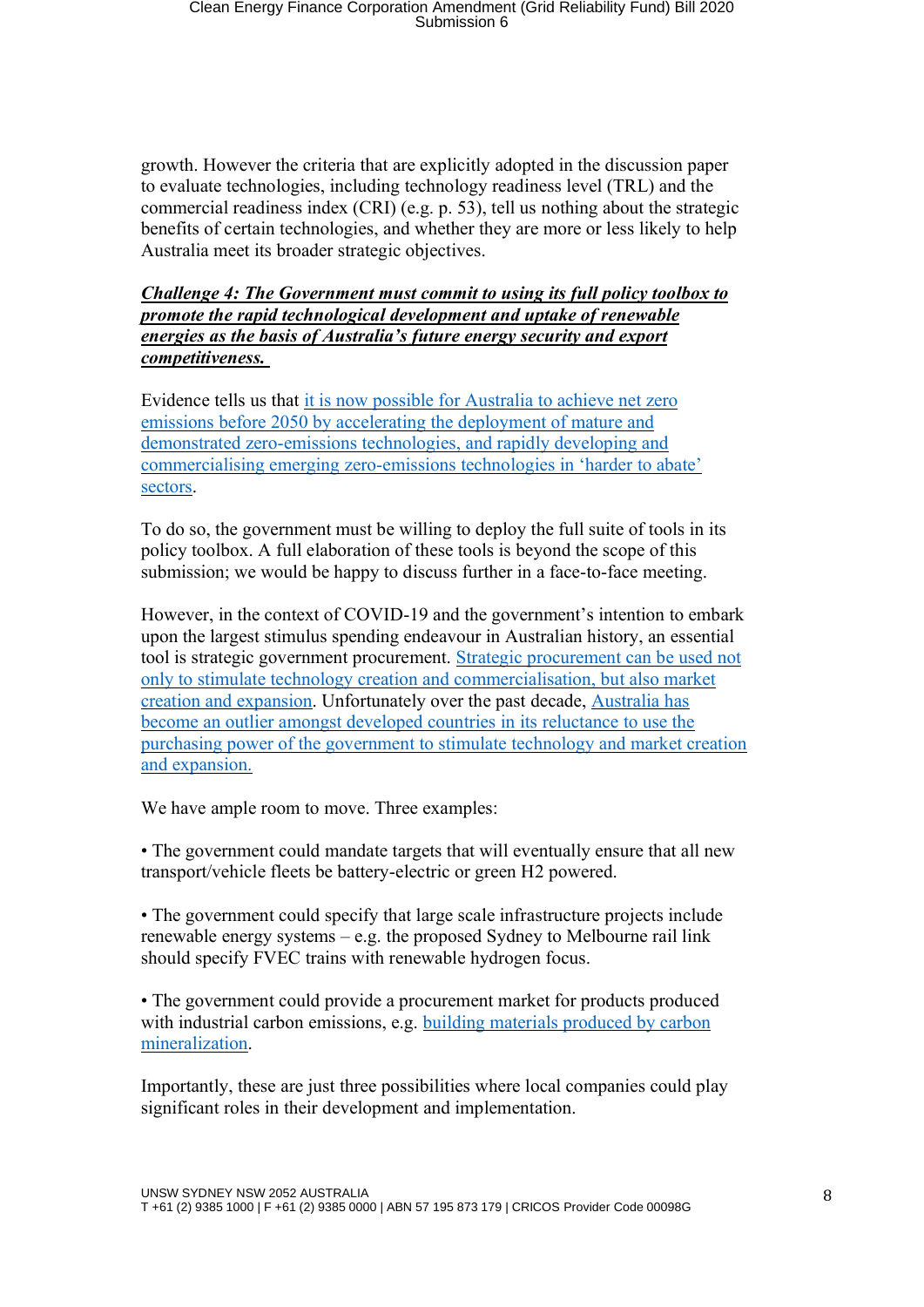growth. However the criteria that are explicitly adopted in the discussion paper to evaluate technologies, including technology readiness level (TRL) and the commercial readiness index (CRI) (e.g. p. 53), tell us nothing about the strategic benefits of certain technologies, and whether they are more or less likely to help Australia meet its broader strategic objectives.

***Challenge 4: The Government must commit to using its full policy toolbox to promote the rapid technological development and uptake of renewable energies as the basis of Australia's future energy security and export competitiveness.***

Evidence tells us that it is now possible for Australia to achieve net zero emissions before 2050 by accelerating the deployment of mature and demonstrated zero-emissions technologies, and rapidly developing and commercialising emerging zero-emissions technologies in 'harder to abate' sectors.

To do so, the government must be willing to deploy the full suite of tools in its policy toolbox. A full elaboration of these tools is beyond the scope of this submission; we would be happy to discuss further in a face-to-face meeting.

However, in the context of COVID-19 and the government's intention to embark upon the largest stimulus spending endeavour in Australian history, an essential tool is strategic government procurement. Strategic procurement can be used not only to stimulate technology creation and commercialisation, but also market creation and expansion. Unfortunately over the past decade, Australia has become an outlier amongst developed countries in its reluctance to use the purchasing power of the government to stimulate technology and market creation and expansion.

We have ample room to move. Three examples:

• The government could mandate targets that will eventually ensure that all new transport/vehicle fleets be battery-electric or green H2 powered.

• The government could specify that large scale infrastructure projects include renewable energy systems – e.g. the proposed Sydney to Melbourne rail link should specify FVEC trains with renewable hydrogen focus.

• The government could provide a procurement market for products produced with industrial carbon emissions, e.g. building materials produced by carbon mineralization.

Importantly, these are just three possibilities where local companies could play significant roles in their development and implementation.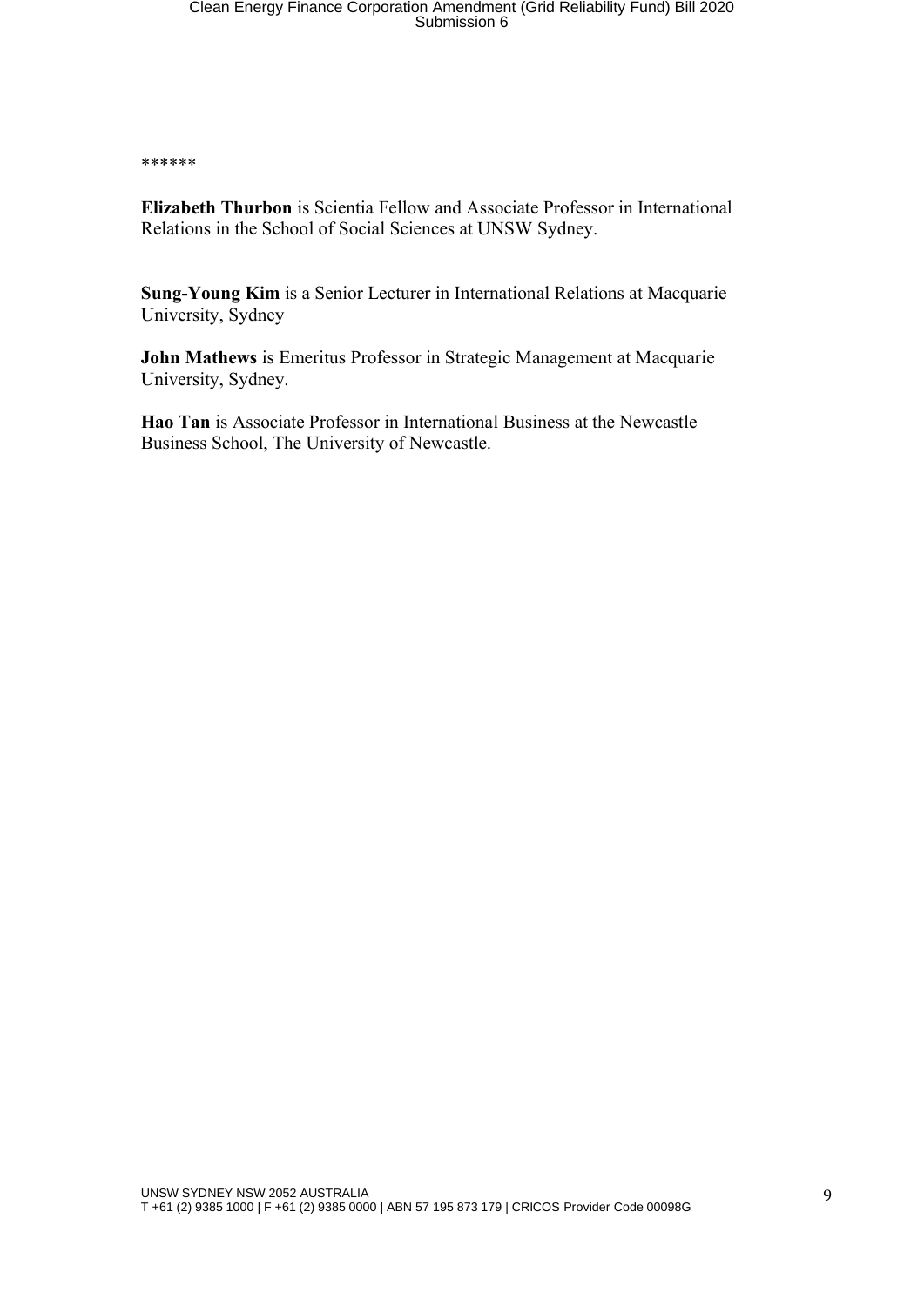******

**Elizabeth Thurbon** is Scientia Fellow and Associate Professor in International Relations in the School of Social Sciences at UNSW Sydney.

**Sung-Young Kim** is a Senior Lecturer in International Relations at Macquarie University, Sydney

**John Mathews** is Emeritus Professor in Strategic Management at Macquarie University, Sydney.

**Hao Tan** is Associate Professor in International Business at the Newcastle Business School, The University of Newcastle.